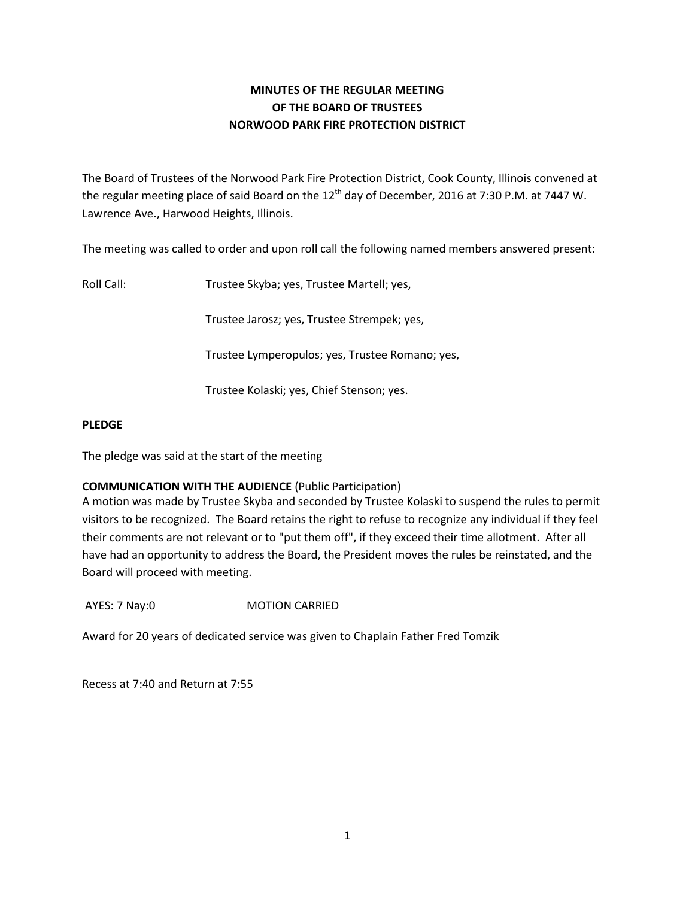**MINUTES OF THE REGULAR MEETING**
**OF THE BOARD OF TRUSTEES**
**NORWOOD PARK FIRE PROTECTION DISTRICT**

The Board of Trustees of the Norwood Park Fire Protection District, Cook County, Illinois convened at the regular meeting place of said Board on the 12th day of December, 2016 at 7:30 P.M. at 7447 W. Lawrence Ave., Harwood Heights, Illinois.

The meeting was called to order and upon roll call the following named members answered present:

Roll Call: Trustee Skyba; yes, Trustee Martell; yes,

Trustee Jarosz; yes, Trustee Strempek; yes,

Trustee Lymperopulos; yes, Trustee Romano; yes,

Trustee Kolaski; yes, Chief Stenson; yes.

**PLEDGE**

The pledge was said at the start of the meeting

**COMMUNICATION WITH THE AUDIENCE** (Public Participation)
A motion was made by Trustee Skyba and seconded by Trustee Kolaski to suspend the rules to permit visitors to be recognized. The Board retains the right to refuse to recognize any individual if they feel their comments are not relevant or to "put them off", if they exceed their time allotment. After all have had an opportunity to address the Board, the President moves the rules be reinstated, and the Board will proceed with meeting.

AYES: 7 Nay:0 MOTION CARRIED

Award for 20 years of dedicated service was given to Chaplain Father Fred Tomzik

Recess at 7:40 and Return at 7:55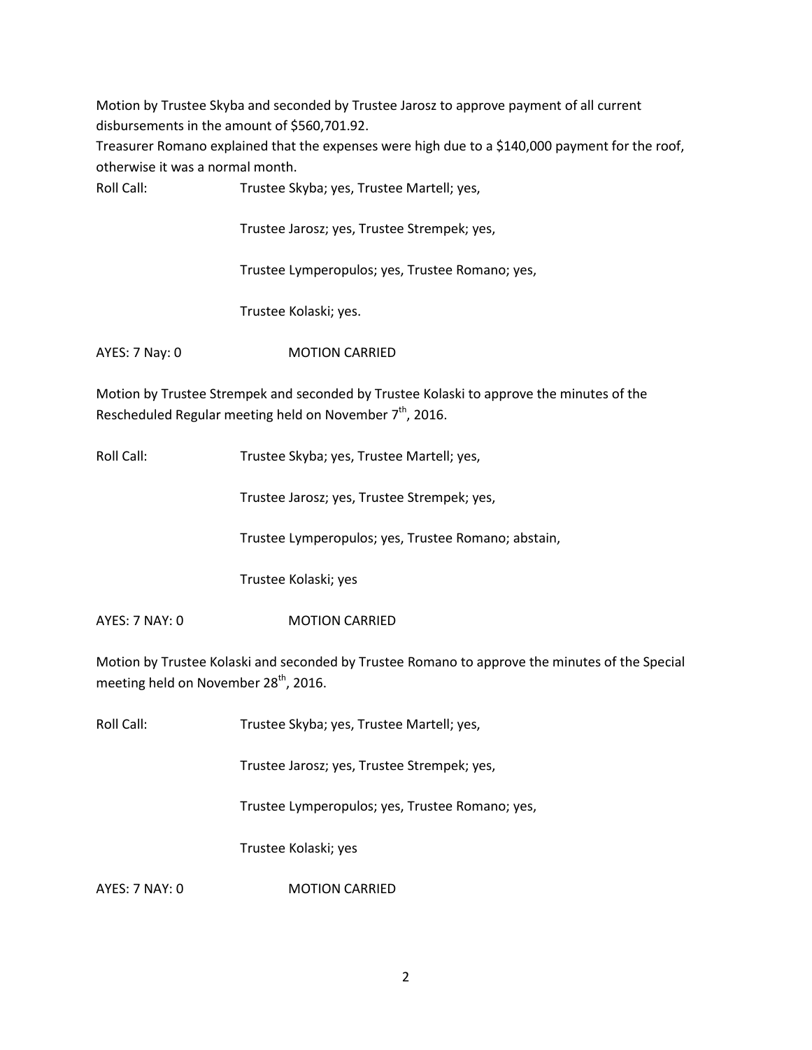Motion by Trustee Skyba and seconded by Trustee Jarosz to approve payment of all current disbursements in the amount of $560,701.92.

Treasurer Romano explained that the expenses were high due to a $140,000 payment for the roof, otherwise it was a normal month.

Roll Call: Trustee Skyba; yes, Trustee Martell; yes,

Trustee Jarosz; yes, Trustee Strempek; yes,

Trustee Lymperopulos; yes, Trustee Romano; yes,

Trustee Kolaski; yes.

AYES: 7 Nay: 0 MOTION CARRIED

Motion by Trustee Strempek and seconded by Trustee Kolaski to approve the minutes of the Rescheduled Regular meeting held on November 7th, 2016.

Roll Call: Trustee Skyba; yes, Trustee Martell; yes,

Trustee Jarosz; yes, Trustee Strempek; yes,

Trustee Lymperopulos; yes, Trustee Romano; abstain,

Trustee Kolaski; yes

AYES: 7 NAY: 0 MOTION CARRIED

Motion by Trustee Kolaski and seconded by Trustee Romano to approve the minutes of the Special meeting held on November 28th, 2016.

Roll Call: Trustee Skyba; yes, Trustee Martell; yes,

Trustee Jarosz; yes, Trustee Strempek; yes,

Trustee Lymperopulos; yes, Trustee Romano; yes,

Trustee Kolaski; yes

AYES: 7 NAY: 0 MOTION CARRIED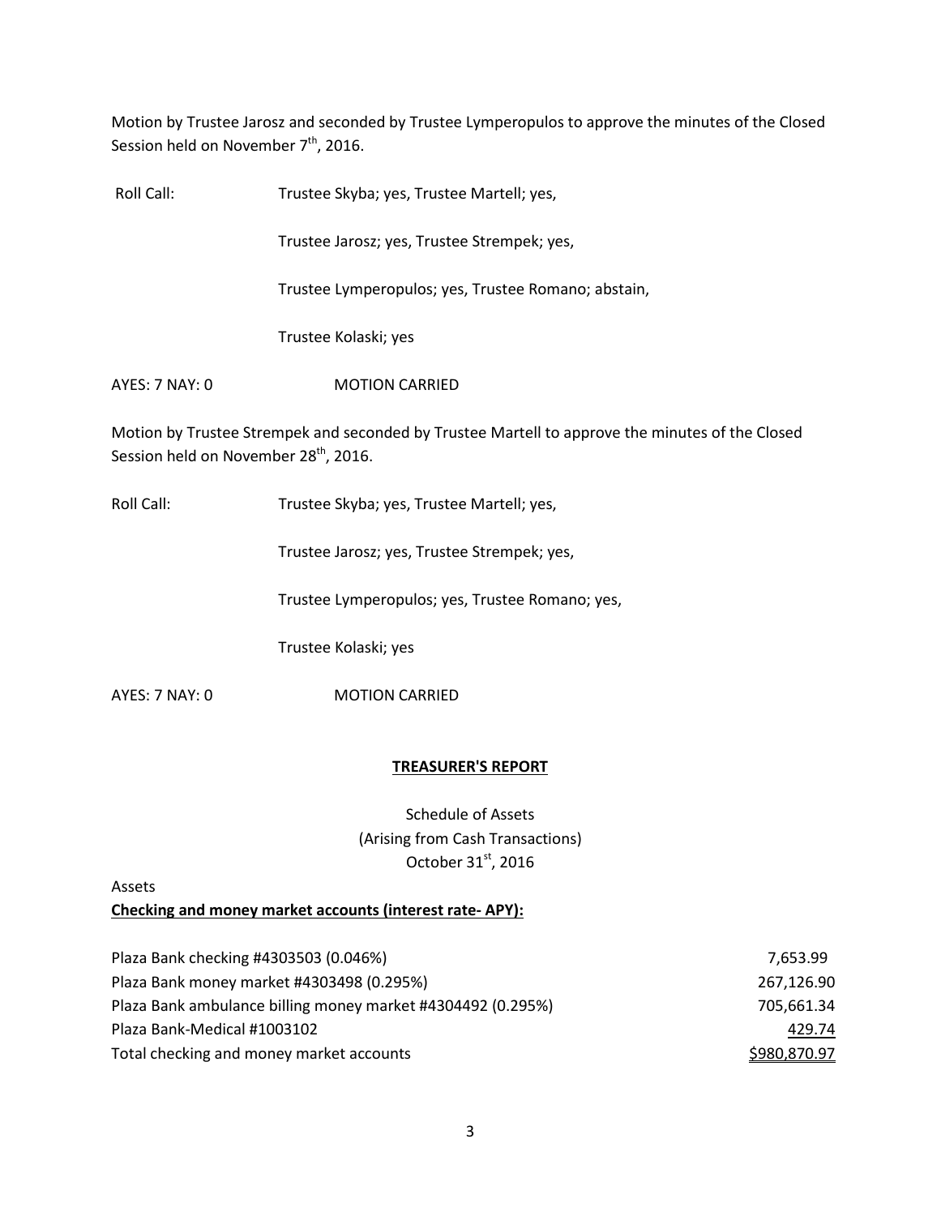Motion by Trustee Jarosz and seconded by Trustee Lymperopulos to approve the minutes of the Closed Session held on November 7th, 2016.

Roll Call: Trustee Skyba; yes, Trustee Martell; yes,

Trustee Jarosz; yes, Trustee Strempek; yes,

Trustee Lymperopulos; yes, Trustee Romano; abstain,

Trustee Kolaski; yes

AYES: 7 NAY: 0 MOTION CARRIED

Motion by Trustee Strempek and seconded by Trustee Martell to approve the minutes of the Closed Session held on November 28th, 2016.

Roll Call: Trustee Skyba; yes, Trustee Martell; yes,

Trustee Jarosz; yes, Trustee Strempek; yes,

Trustee Lymperopulos; yes, Trustee Romano; yes,

Trustee Kolaski; yes

AYES: 7 NAY: 0 MOTION CARRIED

## TREASURER'S REPORT

Schedule of Assets
(Arising from Cash Transactions)
October 31st, 2016

Assets

**Checking and money market accounts (interest rate- APY):**

| | |
|---|---|
| Plaza Bank checking #4303503 (0.046%) | 7,653.99 |
| Plaza Bank money market #4303498 (0.295%) | 267,126.90 |
| Plaza Bank ambulance billing money market #4304492 (0.295%) | 705,661.34 |
| Plaza Bank-Medical #1003102 | 429.74 |
| Total checking and money market accounts | $980,870.97 |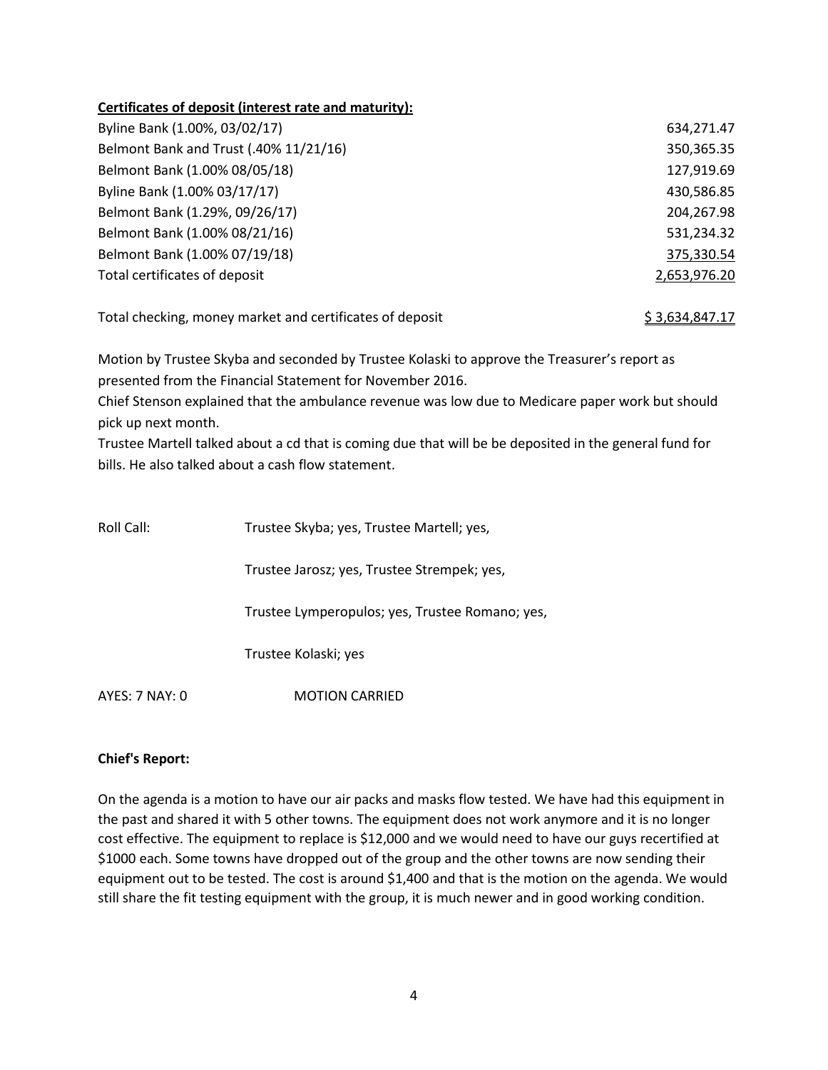**Certificates of deposit (interest rate and maturity):**

| | |
|---|---|
| Byline Bank (1.00%, 03/02/17) | 634,271.47 |
| Belmont Bank and Trust (.40% 11/21/16) | 350,365.35 |
| Belmont Bank (1.00% 08/05/18) | 127,919.69 |
| Byline Bank (1.00% 03/17/17) | 430,586.85 |
| Belmont Bank (1.29%, 09/26/17) | 204,267.98 |
| Belmont Bank (1.00% 08/21/16) | 531,234.32 |
| Belmont Bank (1.00% 07/19/18) | 375,330.54 |
| Total certificates of deposit | 2,653,976.20 |
| | |
| Total checking, money market and certificates of deposit | $ 3,634,847.17 |

Motion by Trustee Skyba and seconded by Trustee Kolaski to approve the Treasurer's report as presented from the Financial Statement for November 2016.

Chief Stenson explained that the ambulance revenue was low due to Medicare paper work but should pick up next month.

Trustee Martell talked about a cd that is coming due that will be be deposited in the general fund for bills. He also talked about a cash flow statement.

Roll Call: Trustee Skyba; yes, Trustee Martell; yes,

Trustee Jarosz; yes, Trustee Strempek; yes,

Trustee Lymperopulos; yes, Trustee Romano; yes,

Trustee Kolaski; yes

AYES: 7 NAY: 0 MOTION CARRIED

**Chief's Report:**

On the agenda is a motion to have our air packs and masks flow tested. We have had this equipment in the past and shared it with 5 other towns. The equipment does not work anymore and it is no longer cost effective. The equipment to replace is $12,000 and we would need to have our guys recertified at $1000 each. Some towns have dropped out of the group and the other towns are now sending their equipment out to be tested. The cost is around $1,400 and that is the motion on the agenda. We would still share the fit testing equipment with the group, it is much newer and in good working condition.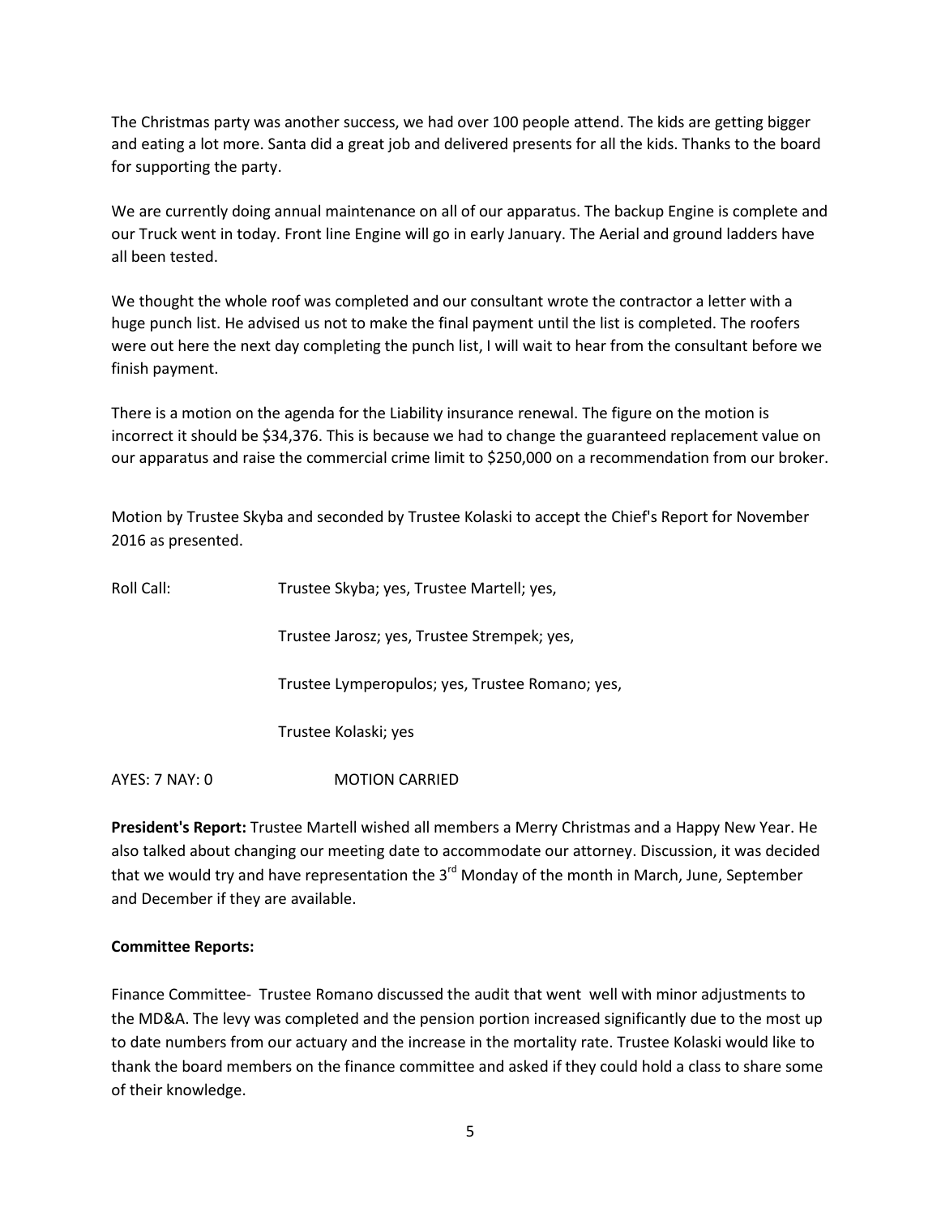The Christmas party was another success, we had over 100 people attend. The kids are getting bigger and eating a lot more. Santa did a great job and delivered presents for all the kids. Thanks to the board for supporting the party.

We are currently doing annual maintenance on all of our apparatus. The backup Engine is complete and our Truck went in today. Front line Engine will go in early January. The Aerial and ground ladders have all been tested.

We thought the whole roof was completed and our consultant wrote the contractor a letter with a huge punch list. He advised us not to make the final payment until the list is completed. The roofers were out here the next day completing the punch list, I will wait to hear from the consultant before we finish payment.

There is a motion on the agenda for the Liability insurance renewal. The figure on the motion is incorrect it should be $34,376. This is because we had to change the guaranteed replacement value on our apparatus and raise the commercial crime limit to $250,000 on a recommendation from our broker.

Motion by Trustee Skyba and seconded by Trustee Kolaski to accept the Chief's Report for November 2016 as presented.

Roll Call: Trustee Skyba; yes, Trustee Martell; yes,

Trustee Jarosz; yes, Trustee Strempek; yes,

Trustee Lymperopulos; yes, Trustee Romano; yes,

Trustee Kolaski; yes

AYES: 7 NAY: 0 MOTION CARRIED

**President's Report:** Trustee Martell wished all members a Merry Christmas and a Happy New Year. He also talked about changing our meeting date to accommodate our attorney. Discussion, it was decided that we would try and have representation the 3rd Monday of the month in March, June, September and December if they are available.

**Committee Reports:**

Finance Committee- Trustee Romano discussed the audit that went well with minor adjustments to the MD&A. The levy was completed and the pension portion increased significantly due to the most up to date numbers from our actuary and the increase in the mortality rate. Trustee Kolaski would like to thank the board members on the finance committee and asked if they could hold a class to share some of their knowledge.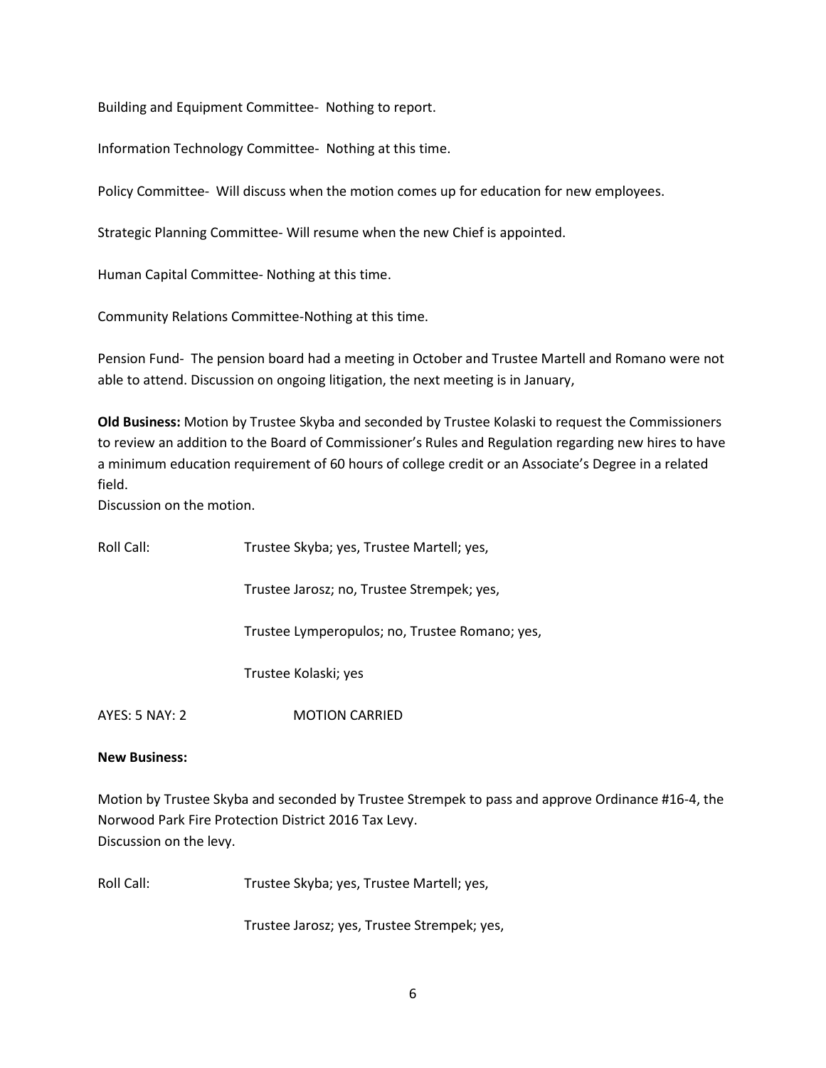Building and Equipment Committee- Nothing to report.

Information Technology Committee- Nothing at this time.

Policy Committee- Will discuss when the motion comes up for education for new employees.

Strategic Planning Committee- Will resume when the new Chief is appointed.

Human Capital Committee- Nothing at this time.

Community Relations Committee-Nothing at this time.

Pension Fund- The pension board had a meeting in October and Trustee Martell and Romano were not able to attend. Discussion on ongoing litigation, the next meeting is in January,

**Old Business:** Motion by Trustee Skyba and seconded by Trustee Kolaski to request the Commissioners to review an addition to the Board of Commissioner's Rules and Regulation regarding new hires to have a minimum education requirement of 60 hours of college credit or an Associate's Degree in a related field.

Discussion on the motion.

Roll Call: Trustee Skyba; yes, Trustee Martell; yes,

Trustee Jarosz; no, Trustee Strempek; yes,

Trustee Lymperopulos; no, Trustee Romano; yes,

Trustee Kolaski; yes

AYES: 5 NAY: 2 MOTION CARRIED

**New Business:**

Motion by Trustee Skyba and seconded by Trustee Strempek to pass and approve Ordinance #16-4, the Norwood Park Fire Protection District 2016 Tax Levy.

Discussion on the levy.

Roll Call: Trustee Skyba; yes, Trustee Martell; yes,

Trustee Jarosz; yes, Trustee Strempek; yes,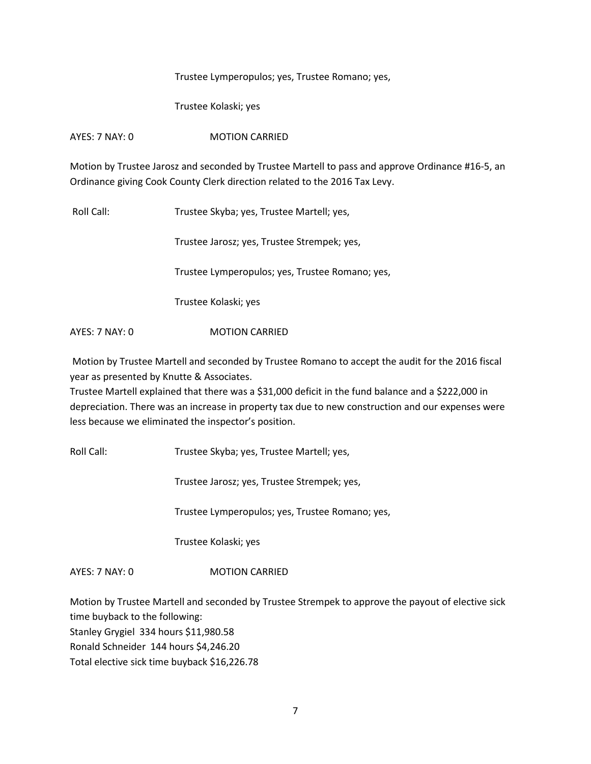Trustee Lymperopulos; yes, Trustee Romano; yes,

Trustee Kolaski; yes

AYES: 7 NAY: 0 MOTION CARRIED

Motion by Trustee Jarosz and seconded by Trustee Martell to pass and approve Ordinance #16-5, an Ordinance giving Cook County Clerk direction related to the 2016 Tax Levy.

Roll Call: Trustee Skyba; yes, Trustee Martell; yes,

Trustee Jarosz; yes, Trustee Strempek; yes,

Trustee Lymperopulos; yes, Trustee Romano; yes,

Trustee Kolaski; yes

AYES: 7 NAY: 0 MOTION CARRIED

Motion by Trustee Martell and seconded by Trustee Romano to accept the audit for the 2016 fiscal year as presented by Knutte & Associates.
Trustee Martell explained that there was a $31,000 deficit in the fund balance and a $222,000 in depreciation. There was an increase in property tax due to new construction and our expenses were less because we eliminated the inspector's position.

Roll Call: Trustee Skyba; yes, Trustee Martell; yes,

Trustee Jarosz; yes, Trustee Strempek; yes,

Trustee Lymperopulos; yes, Trustee Romano; yes,

Trustee Kolaski; yes

AYES: 7 NAY: 0 MOTION CARRIED

Motion by Trustee Martell and seconded by Trustee Strempek to approve the payout of elective sick time buyback to the following:
Stanley Grygiel 334 hours $11,980.58
Ronald Schneider 144 hours $4,246.20
Total elective sick time buyback $16,226.78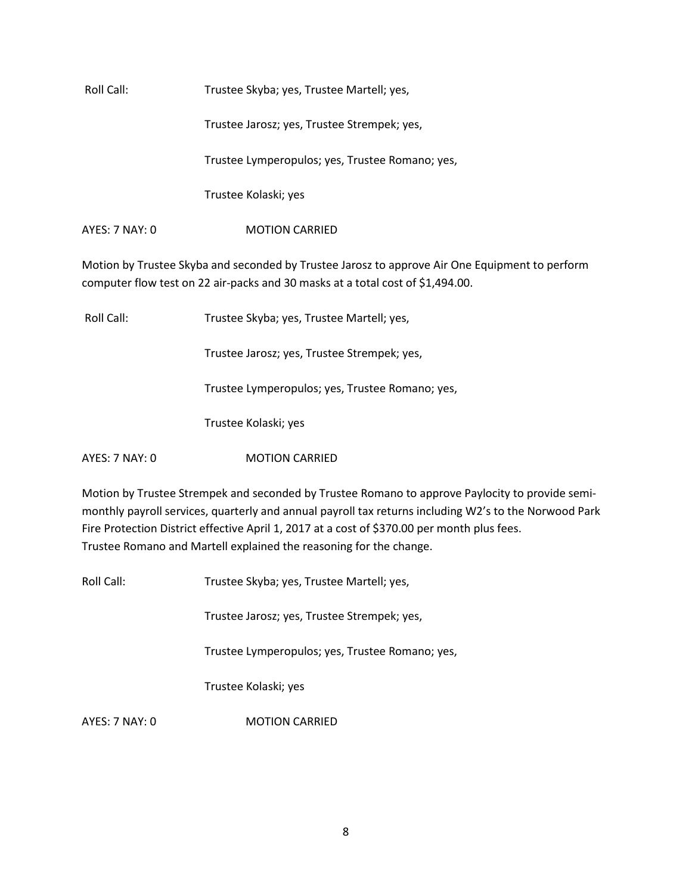Roll Call: Trustee Skyba; yes, Trustee Martell; yes,

Trustee Jarosz; yes, Trustee Strempek; yes,

Trustee Lymperopulos; yes, Trustee Romano; yes,

Trustee Kolaski; yes

AYES: 7 NAY: 0 MOTION CARRIED

Motion by Trustee Skyba and seconded by Trustee Jarosz to approve Air One Equipment to perform computer flow test on 22 air-packs and 30 masks at a total cost of $1,494.00.

Roll Call: Trustee Skyba; yes, Trustee Martell; yes,

Trustee Jarosz; yes, Trustee Strempek; yes,

Trustee Lymperopulos; yes, Trustee Romano; yes,

Trustee Kolaski; yes

AYES: 7 NAY: 0 MOTION CARRIED

Motion by Trustee Strempek and seconded by Trustee Romano to approve Paylocity to provide semi-monthly payroll services, quarterly and annual payroll tax returns including W2's to the Norwood Park Fire Protection District effective April 1, 2017 at a cost of $370.00 per month plus fees.
Trustee Romano and Martell explained the reasoning for the change.

Roll Call: Trustee Skyba; yes, Trustee Martell; yes,

Trustee Jarosz; yes, Trustee Strempek; yes,

Trustee Lymperopulos; yes, Trustee Romano; yes,

Trustee Kolaski; yes

AYES: 7 NAY: 0 MOTION CARRIED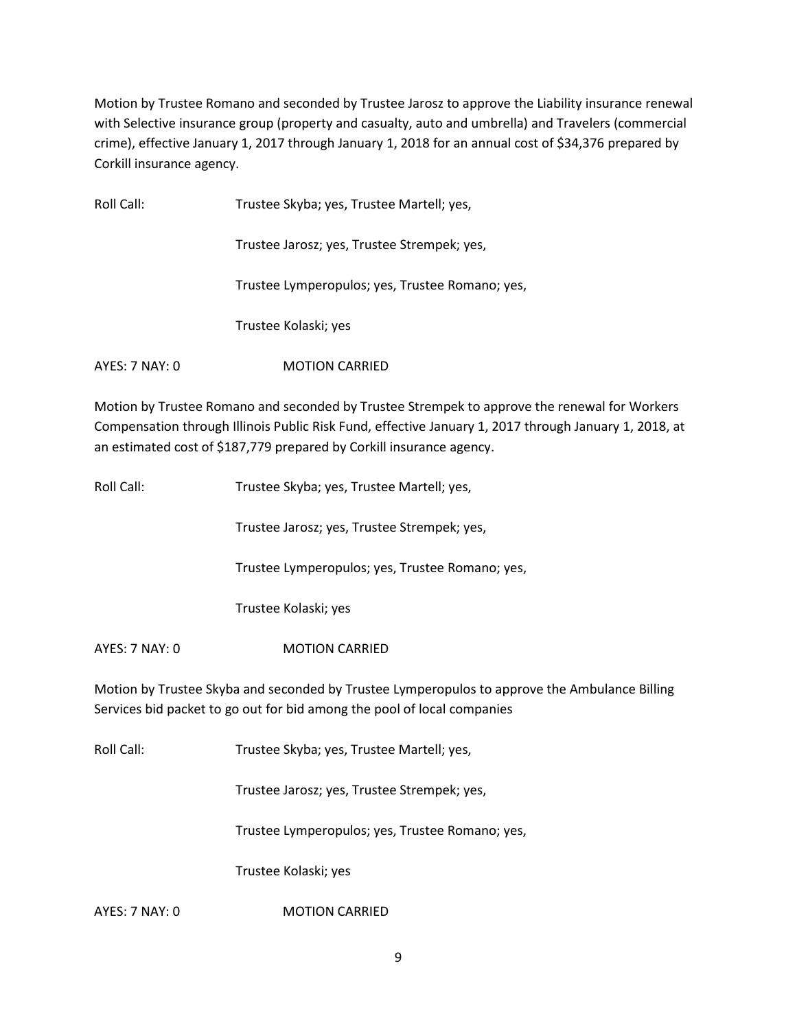Motion by Trustee Romano and seconded by Trustee Jarosz to approve the Liability insurance renewal with Selective insurance group (property and casualty, auto and umbrella) and Travelers (commercial crime), effective January 1, 2017 through January 1, 2018 for an annual cost of $34,376 prepared by Corkill insurance agency.

Roll Call: Trustee Skyba; yes, Trustee Martell; yes,

Trustee Jarosz; yes, Trustee Strempek; yes,

Trustee Lymperopulos; yes, Trustee Romano; yes,

Trustee Kolaski; yes

AYES: 7 NAY: 0 MOTION CARRIED

Motion by Trustee Romano and seconded by Trustee Strempek to approve the renewal for Workers Compensation through Illinois Public Risk Fund, effective January 1, 2017 through January 1, 2018, at an estimated cost of $187,779 prepared by Corkill insurance agency.

Roll Call: Trustee Skyba; yes, Trustee Martell; yes,

Trustee Jarosz; yes, Trustee Strempek; yes,

Trustee Lymperopulos; yes, Trustee Romano; yes,

Trustee Kolaski; yes

AYES: 7 NAY: 0 MOTION CARRIED

Motion by Trustee Skyba and seconded by Trustee Lymperopulos to approve the Ambulance Billing Services bid packet to go out for bid among the pool of local companies

Roll Call: Trustee Skyba; yes, Trustee Martell; yes,

Trustee Jarosz; yes, Trustee Strempek; yes,

Trustee Lymperopulos; yes, Trustee Romano; yes,

Trustee Kolaski; yes

AYES: 7 NAY: 0 MOTION CARRIED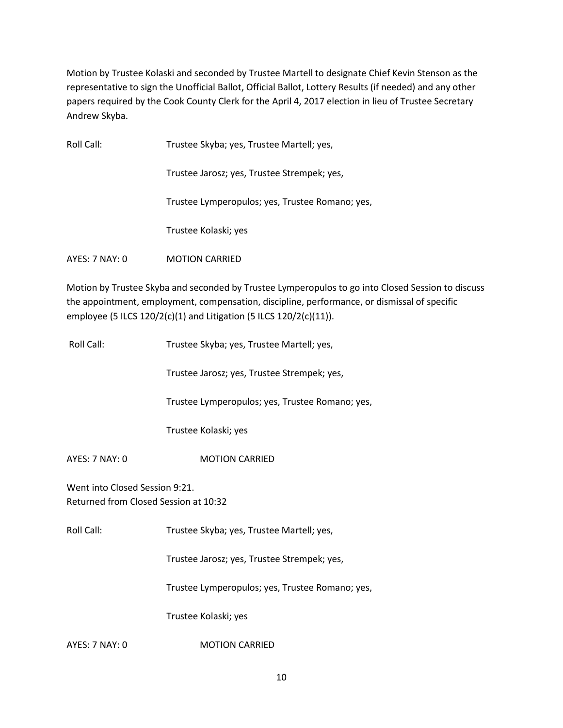Motion by Trustee Kolaski and seconded by Trustee Martell to designate Chief Kevin Stenson as the representative to sign the Unofficial Ballot, Official Ballot, Lottery Results (if needed) and any other papers required by the Cook County Clerk for the April 4, 2017 election in lieu of Trustee Secretary Andrew Skyba.

Roll Call: Trustee Skyba; yes, Trustee Martell; yes,

Trustee Jarosz; yes, Trustee Strempek; yes,

Trustee Lymperopulos; yes, Trustee Romano; yes,

Trustee Kolaski; yes

AYES: 7 NAY: 0 MOTION CARRIED

Motion by Trustee Skyba and seconded by Trustee Lymperopulos to go into Closed Session to discuss the appointment, employment, compensation, discipline, performance, or dismissal of specific employee (5 ILCS 120/2(c)(1) and Litigation (5 ILCS 120/2(c)(11)).

Roll Call: Trustee Skyba; yes, Trustee Martell; yes,

Trustee Jarosz; yes, Trustee Strempek; yes,

Trustee Lymperopulos; yes, Trustee Romano; yes,

Trustee Kolaski; yes

AYES: 7 NAY: 0 MOTION CARRIED

Went into Closed Session 9:21.
Returned from Closed Session at 10:32

Roll Call: Trustee Skyba; yes, Trustee Martell; yes,

Trustee Jarosz; yes, Trustee Strempek; yes,

Trustee Lymperopulos; yes, Trustee Romano; yes,

Trustee Kolaski; yes

AYES: 7 NAY: 0 MOTION CARRIED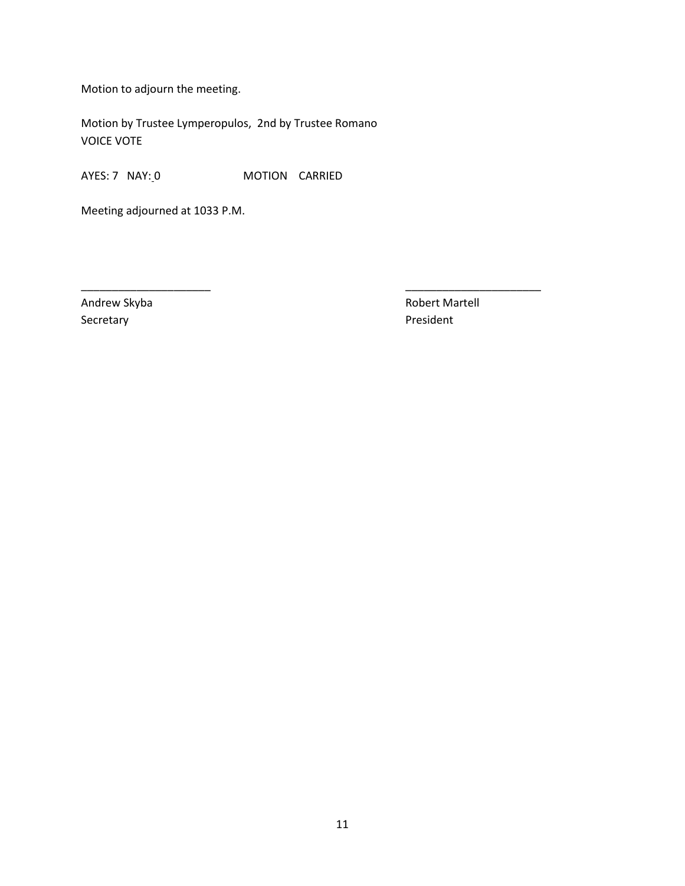Motion to adjourn the meeting.

Motion by Trustee Lymperopulos, 2nd by Trustee Romano
VOICE VOTE

AYES: 7 NAY: 0 MOTION CARRIED

Meeting adjourned at 1033 P.M.

| | |
|---|---|
| _____________________ | ______________________ |
| Andrew Skyba | Robert Martell |
| Secretary | President |